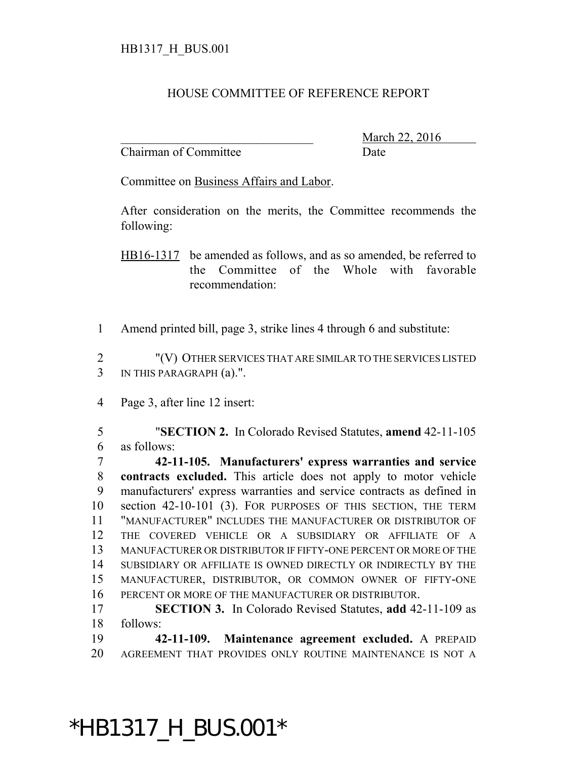HB1317_H_BUS.001

# HOUSE COMMITTEE OF REFERENCE REPORT

_______________________________ March 22, 2016
Chairman of Committee Date

Committee on Business Affairs and Labor.

After consideration on the merits, the Committee recommends the following:

HB16-1317 be amended as follows, and as so amended, be referred to the Committee of the Whole with favorable recommendation:

1 Amend printed bill, page 3, strike lines 4 through 6 and substitute:

2 "(V) OTHER SERVICES THAT ARE SIMILAR TO THE SERVICES LISTED
3 IN THIS PARAGRAPH (a).".

4 Page 3, after line 12 insert:

5 "**SECTION 2.** In Colorado Revised Statutes, **amend** 42-11-105
6 as follows:
7 **42-11-105. Manufacturers' express warranties and service**
8 **contracts excluded.** This article does not apply to motor vehicle
9 manufacturers' express warranties and service contracts as defined in
10 section 42-10-101 (3). FOR PURPOSES OF THIS SECTION, THE TERM
11 "MANUFACTURER" INCLUDES THE MANUFACTURER OR DISTRIBUTOR OF
12 THE COVERED VEHICLE OR A SUBSIDIARY OR AFFILIATE OF A
13 MANUFACTURER OR DISTRIBUTOR IF FIFTY-ONE PERCENT OR MORE OF THE
14 SUBSIDIARY OR AFFILIATE IS OWNED DIRECTLY OR INDIRECTLY BY THE
15 MANUFACTURER, DISTRIBUTOR, OR COMMON OWNER OF FIFTY-ONE
16 PERCENT OR MORE OF THE MANUFACTURER OR DISTRIBUTOR.
17 **SECTION 3.** In Colorado Revised Statutes, **add** 42-11-109 as
18 follows:
19 **42-11-109. Maintenance agreement excluded.** A PREPAID
20 AGREEMENT THAT PROVIDES ONLY ROUTINE MAINTENANCE IS NOT A

*HB1317_H_BUS.001*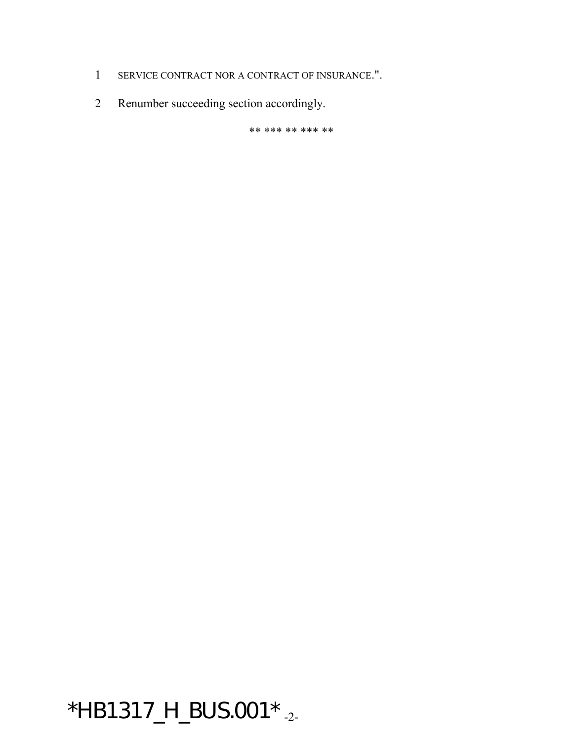1 SERVICE CONTRACT NOR A CONTRACT OF INSURANCE.".

2 Renumber succeeding section accordingly.

** *** ** *** **

*HB1317_H_BUS.001*